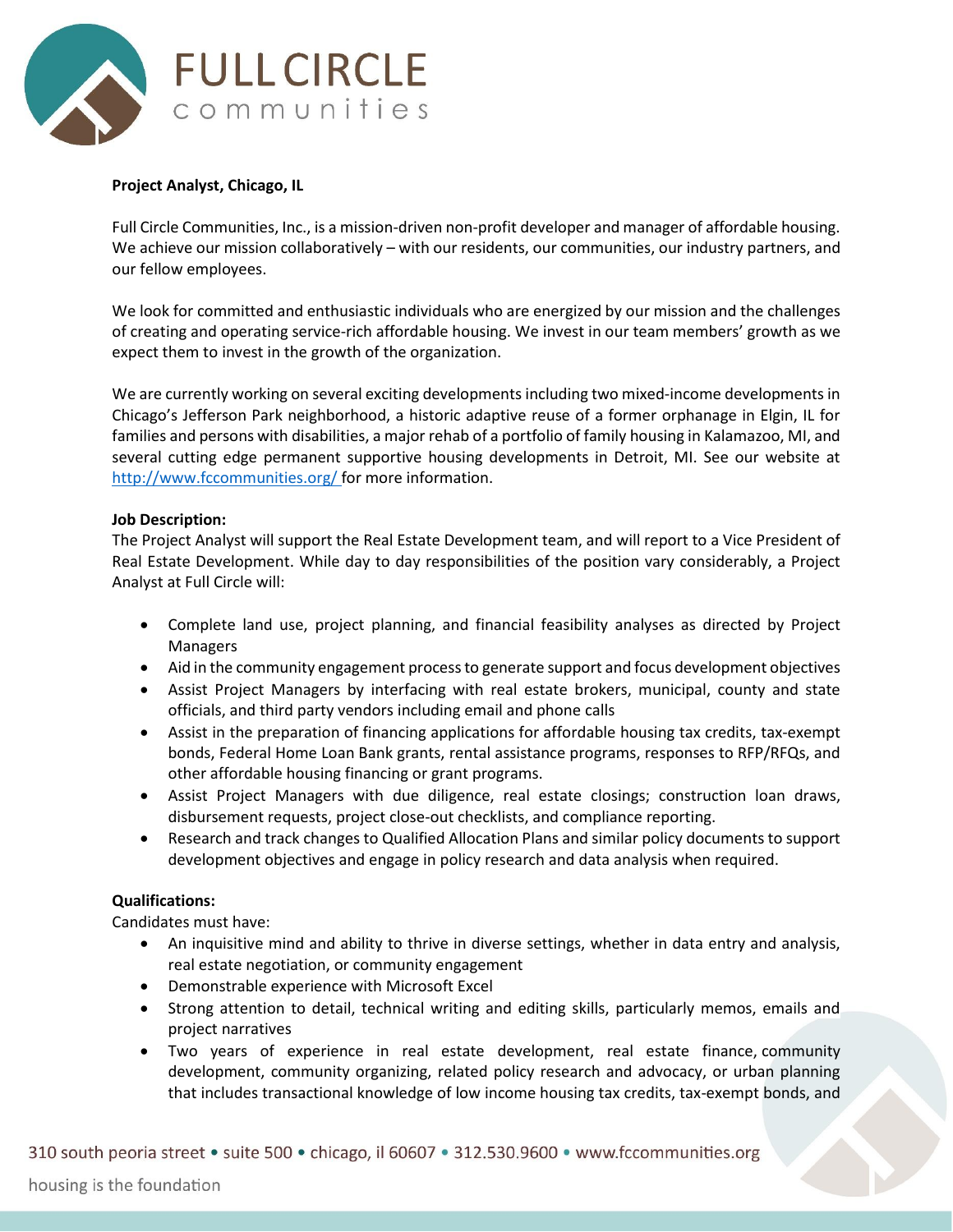**FULL CIRCLE** communities

**Project Analyst, Chicago, IL**

Full Circle Communities, Inc., is a mission-driven non-profit developer and manager of affordable housing. We achieve our mission collaboratively – with our residents, our communities, our industry partners, and our fellow employees.

We look for committed and enthusiastic individuals who are energized by our mission and the challenges of creating and operating service-rich affordable housing. We invest in our team members' growth as we expect them to invest in the growth of the organization.

We are currently working on several exciting developments including two mixed-income developments in Chicago's Jefferson Park neighborhood, a historic adaptive reuse of a former orphanage in Elgin, IL for families and persons with disabilities, a major rehab of a portfolio of family housing in Kalamazoo, MI, and several cutting edge permanent supportive housing developments in Detroit, MI. See our website at http://www.fccommunities.org/ for more information.

**Job Description:**
The Project Analyst will support the Real Estate Development team, and will report to a Vice President of Real Estate Development. While day to day responsibilities of the position vary considerably, a Project Analyst at Full Circle will:

- Complete land use, project planning, and financial feasibility analyses as directed by Project Managers
- Aid in the community engagement process to generate support and focus development objectives
- Assist Project Managers by interfacing with real estate brokers, municipal, county and state officials, and third party vendors including email and phone calls
- Assist in the preparation of financing applications for affordable housing tax credits, tax-exempt bonds, Federal Home Loan Bank grants, rental assistance programs, responses to RFP/RFQs, and other affordable housing financing or grant programs.
- Assist Project Managers with due diligence, real estate closings; construction loan draws, disbursement requests, project close-out checklists, and compliance reporting.
- Research and track changes to Qualified Allocation Plans and similar policy documents to support development objectives and engage in policy research and data analysis when required.

**Qualifications:**
Candidates must have:

- An inquisitive mind and ability to thrive in diverse settings, whether in data entry and analysis, real estate negotiation, or community engagement
- Demonstrable experience with Microsoft Excel
- Strong attention to detail, technical writing and editing skills, particularly memos, emails and project narratives
- Two years of experience in real estate development, real estate finance, community development, community organizing, related policy research and advocacy, or urban planning that includes transactional knowledge of low income housing tax credits, tax-exempt bonds, and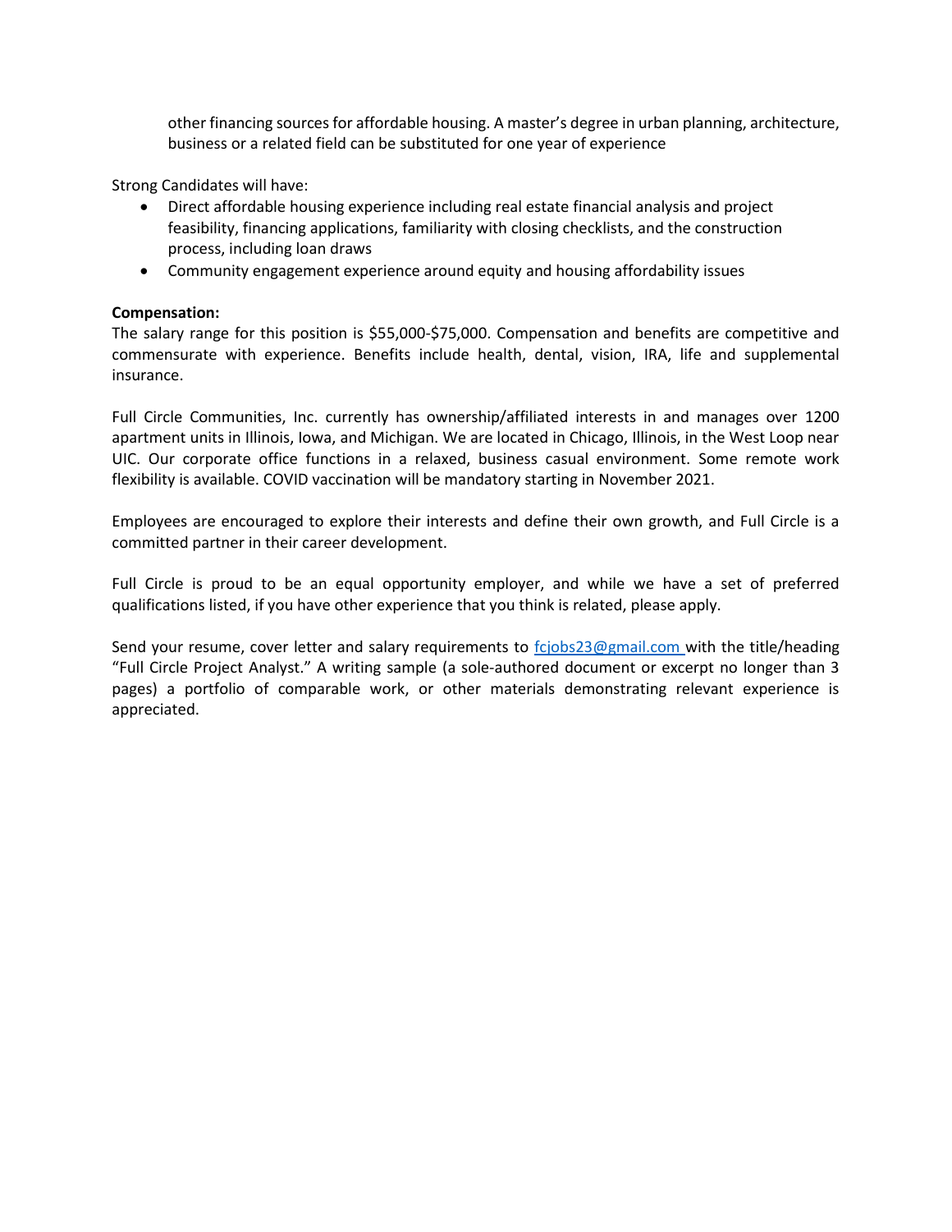other financing sources for affordable housing. A master's degree in urban planning, architecture, business or a related field can be substituted for one year of experience

Strong Candidates will have:

- Direct affordable housing experience including real estate financial analysis and project feasibility, financing applications, familiarity with closing checklists, and the construction process, including loan draws
- Community engagement experience around equity and housing affordability issues

**Compensation:**

The salary range for this position is $55,000-$75,000. Compensation and benefits are competitive and commensurate with experience. Benefits include health, dental, vision, IRA, life and supplemental insurance.

Full Circle Communities, Inc. currently has ownership/affiliated interests in and manages over 1200 apartment units in Illinois, Iowa, and Michigan. We are located in Chicago, Illinois, in the West Loop near UIC. Our corporate office functions in a relaxed, business casual environment. Some remote work flexibility is available. COVID vaccination will be mandatory starting in November 2021.

Employees are encouraged to explore their interests and define their own growth, and Full Circle is a committed partner in their career development.

Full Circle is proud to be an equal opportunity employer, and while we have a set of preferred qualifications listed, if you have other experience that you think is related, please apply.

Send your resume, cover letter and salary requirements to fcjobs23@gmail.com with the title/heading "Full Circle Project Analyst." A writing sample (a sole-authored document or excerpt no longer than 3 pages) a portfolio of comparable work, or other materials demonstrating relevant experience is appreciated.